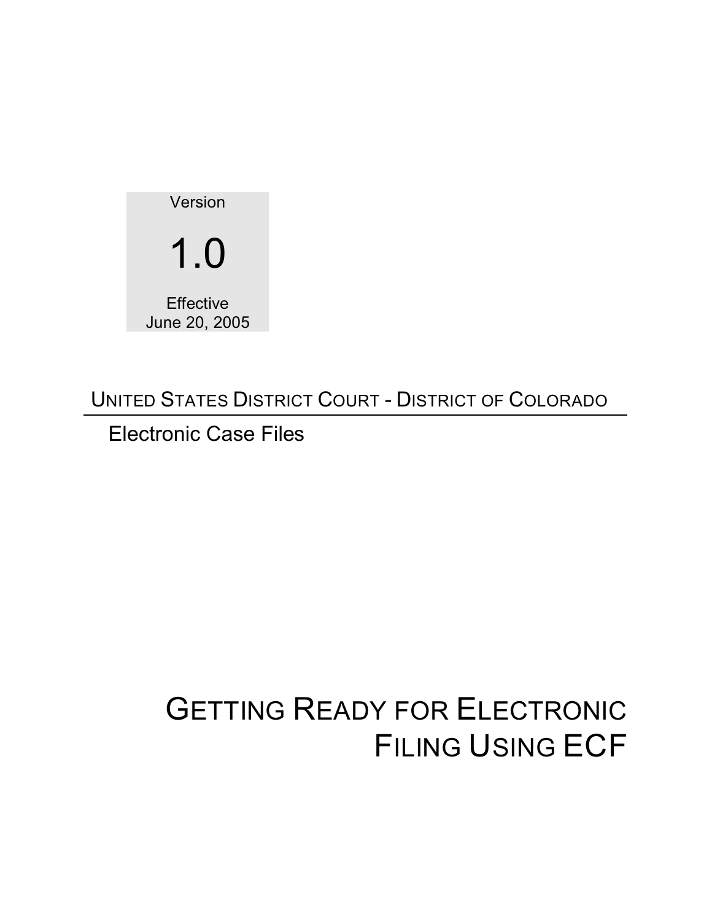Version

1.0

Effective
June 20, 2005

UNITED STATES DISTRICT COURT - DISTRICT OF COLORADO

Electronic Case Files

# GETTING READY FOR ELECTRONIC FILING USING ECF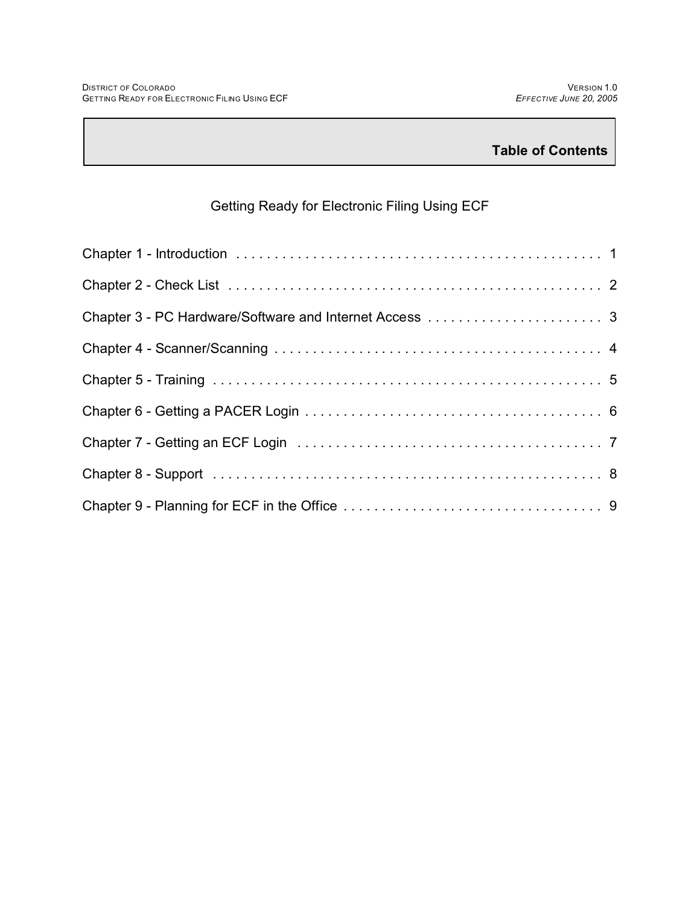# Table of Contents

## Getting Ready for Electronic Filing Using ECF

Chapter 1 - Introduction . . . . . . . . . . . . . . . . . . . . . . . . . . . . . . . . . . . . . . . . . . . . . . . . 1

Chapter 2 - Check List . . . . . . . . . . . . . . . . . . . . . . . . . . . . . . . . . . . . . . . . . . . . . . . . 2

Chapter 3 - PC Hardware/Software and Internet Access . . . . . . . . . . . . . . . . . . . . . . . . 3

Chapter 4 - Scanner/Scanning . . . . . . . . . . . . . . . . . . . . . . . . . . . . . . . . . . . . . . . . . . . 4

Chapter 5 - Training . . . . . . . . . . . . . . . . . . . . . . . . . . . . . . . . . . . . . . . . . . . . . . . . . 5

Chapter 6 - Getting a PACER Login . . . . . . . . . . . . . . . . . . . . . . . . . . . . . . . . . . . . . . 6

Chapter 7 - Getting an ECF Login . . . . . . . . . . . . . . . . . . . . . . . . . . . . . . . . . . . . . . . 7

Chapter 8 - Support . . . . . . . . . . . . . . . . . . . . . . . . . . . . . . . . . . . . . . . . . . . . . . . . . 8

Chapter 9 - Planning for ECF in the Office . . . . . . . . . . . . . . . . . . . . . . . . . . . . . . . . . 9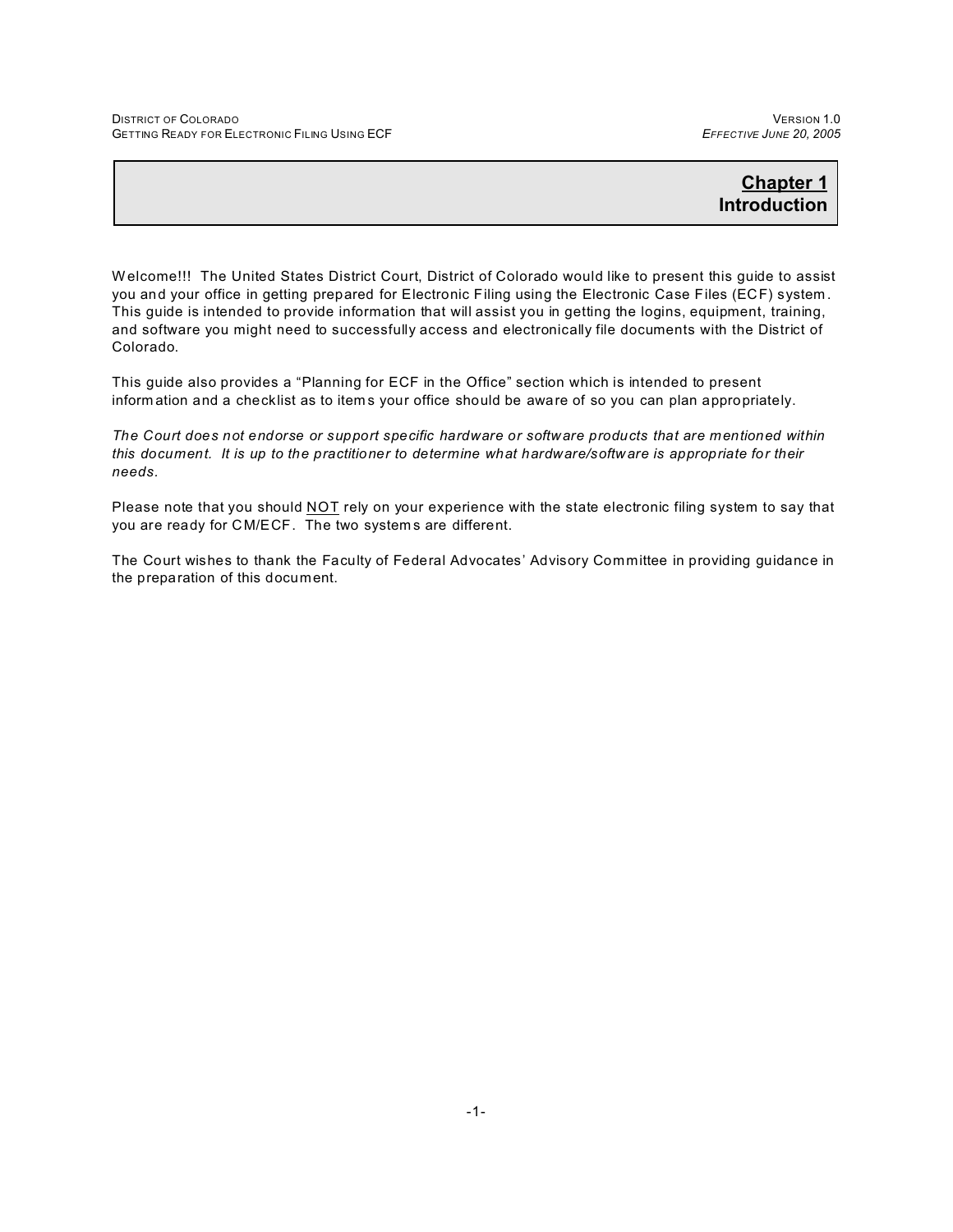# Chapter 1
# Introduction

Welcome!!! The United States District Court, District of Colorado would like to present this guide to assist you and your office in getting prepared for Electronic Filing using the Electronic Case Files (ECF) system. This guide is intended to provide information that will assist you in getting the logins, equipment, training, and software you might need to successfully access and electronically file documents with the District of Colorado.

This guide also provides a "Planning for ECF in the Office" section which is intended to present information and a checklist as to items your office should be aware of so you can plan appropriately.

*The Court does not endorse or support specific hardware or software products that are mentioned within this document. It is up to the practitioner to determine what hardware/software is appropriate for their needs.*

Please note that you should <u>NOT</u> rely on your experience with the state electronic filing system to say that you are ready for CM/ECF. The two systems are different.

The Court wishes to thank the Faculty of Federal Advocates' Advisory Committee in providing guidance in the preparation of this document.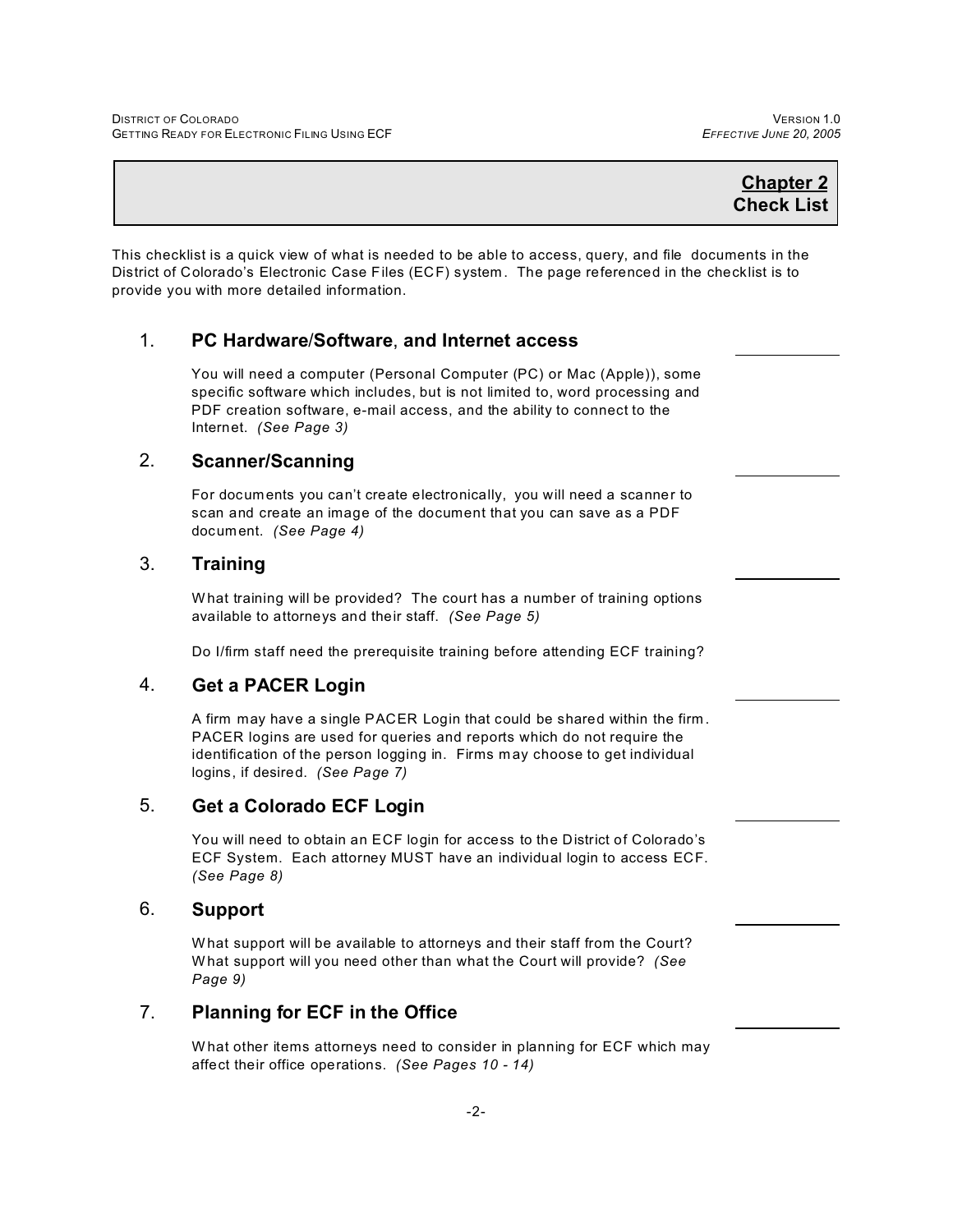## Chapter 2
## Check List

This checklist is a quick view of what is needed to be able to access, query, and file documents in the District of Colorado's Electronic Case Files (ECF) system. The page referenced in the checklist is to provide you with more detailed information.

### 1. PC Hardware/Software, and Internet access

You will need a computer (Personal Computer (PC) or Mac (Apple)), some specific software which includes, but is not limited to, word processing and PDF creation software, e-mail access, and the ability to connect to the Internet. *(See Page 3)*

### 2. Scanner/Scanning

For documents you can't create electronically, you will need a scanner to scan and create an image of the document that you can save as a PDF document. *(See Page 4)*

### 3. Training

What training will be provided? The court has a number of training options available to attorneys and their staff. *(See Page 5)*

Do I/firm staff need the prerequisite training before attending ECF training?

### 4. Get a PACER Login

A firm may have a single PACER Login that could be shared within the firm. PACER logins are used for queries and reports which do not require the identification of the person logging in. Firms may choose to get individual logins, if desired. *(See Page 7)*

### 5. Get a Colorado ECF Login

You will need to obtain an ECF login for access to the District of Colorado's ECF System. Each attorney MUST have an individual login to access ECF. *(See Page 8)*

### 6. Support

What support will be available to attorneys and their staff from the Court? What support will you need other than what the Court will provide? *(See Page 9)*

### 7. Planning for ECF in the Office

What other items attorneys need to consider in planning for ECF which may affect their office operations. *(See Pages 10 - 14)*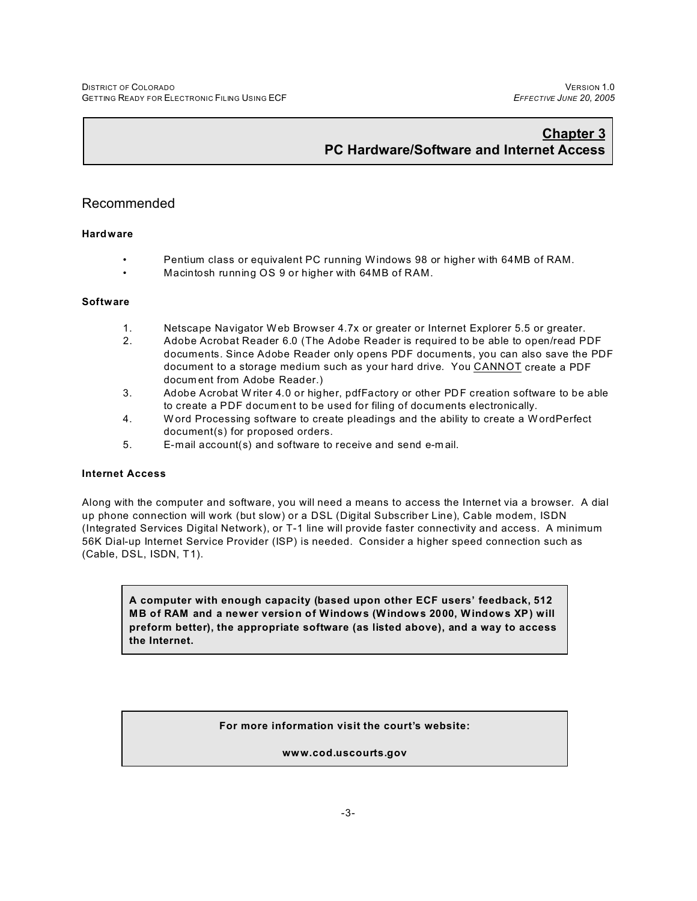# Chapter 3
# PC Hardware/Software and Internet Access

## Recommended

**Hardware**

- Pentium class or equivalent PC running Windows 98 or higher with 64MB of RAM.
- Macintosh running OS 9 or higher with 64MB of RAM.

**Software**

1. Netscape Navigator Web Browser 4.7x or greater or Internet Explorer 5.5 or greater.
2. Adobe Acrobat Reader 6.0 (The Adobe Reader is required to be able to open/read PDF documents. Since Adobe Reader only opens PDF documents, you can also save the PDF document to a storage medium such as your hard drive. You CANNOT create a PDF document from Adobe Reader.)
3. Adobe Acrobat Writer 4.0 or higher, pdfFactory or other PDF creation software to be able to create a PDF document to be used for filing of documents electronically.
4. Word Processing software to create pleadings and the ability to create a WordPerfect document(s) for proposed orders.
5. E-mail account(s) and software to receive and send e-mail.

**Internet Access**

Along with the computer and software, you will need a means to access the Internet via a browser. A dial up phone connection will work (but slow) or a DSL (Digital Subscriber Line), Cable modem, ISDN (Integrated Services Digital Network), or T-1 line will provide faster connectivity and access. A minimum 56K Dial-up Internet Service Provider (ISP) is needed. Consider a higher speed connection such as (Cable, DSL, ISDN, T1).

**A computer with enough capacity (based upon other ECF users' feedback, 512 MB of RAM and a newer version of Windows (Windows 2000, Windows XP) will preform better), the appropriate software (as listed above), and a way to access the Internet.**

**For more information visit the court's website:**

**www.cod.uscourts.gov**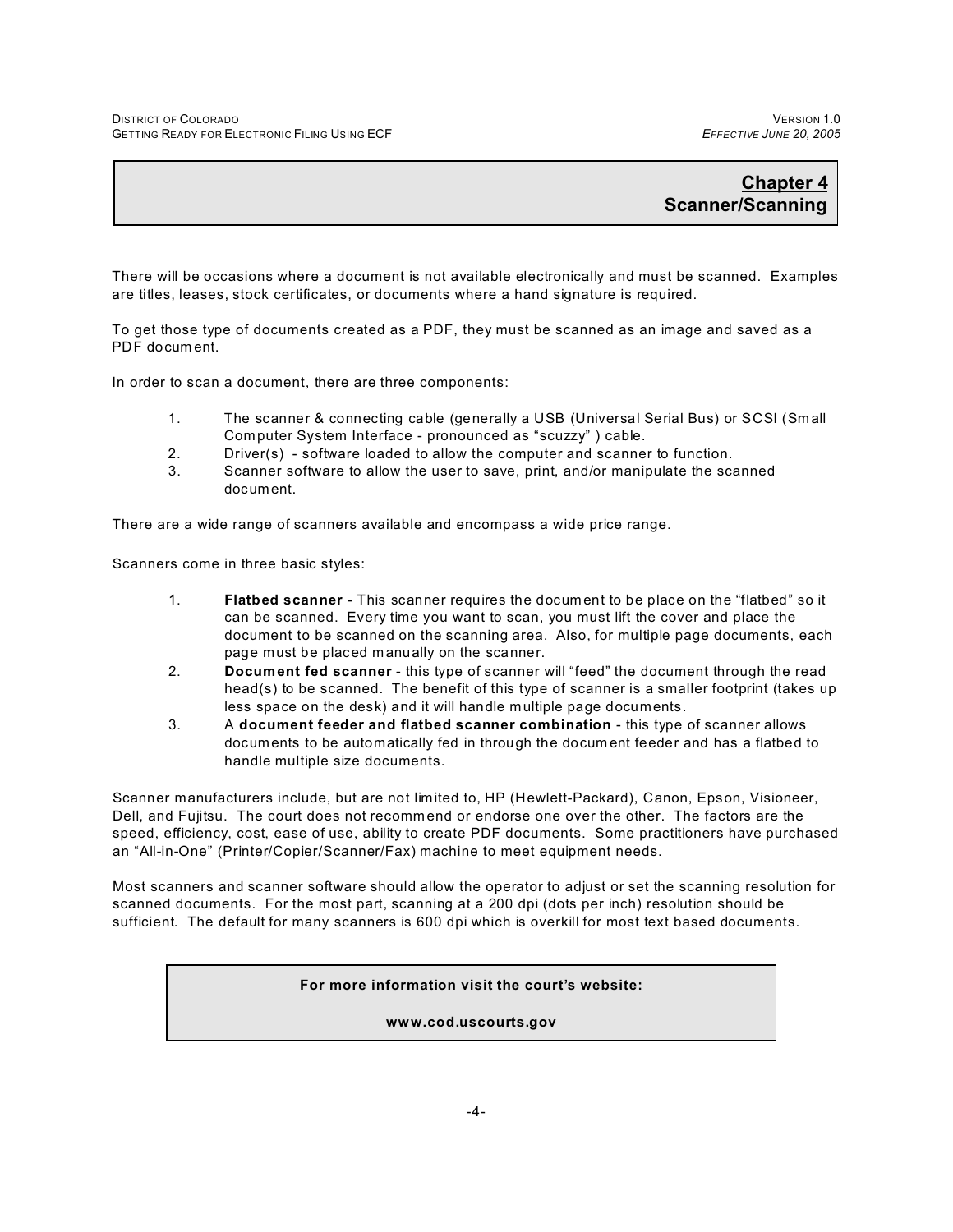# Chapter 4
## Scanner/Scanning

There will be occasions where a document is not available electronically and must be scanned. Examples are titles, leases, stock certificates, or documents where a hand signature is required.

To get those type of documents created as a PDF, they must be scanned as an image and saved as a PDF document.

In order to scan a document, there are three components:

1. The scanner & connecting cable (generally a USB (Universal Serial Bus) or SCSI (Small Computer System Interface - pronounced as "scuzzy" ) cable.
2. Driver(s) - software loaded to allow the computer and scanner to function.
3. Scanner software to allow the user to save, print, and/or manipulate the scanned document.

There are a wide range of scanners available and encompass a wide price range.

Scanners come in three basic styles:

1. **Flatbed scanner** - This scanner requires the document to be place on the "flatbed" so it can be scanned. Every time you want to scan, you must lift the cover and place the document to be scanned on the scanning area. Also, for multiple page documents, each page must be placed manually on the scanner.
2. **Document fed scanner** - this type of scanner will "feed" the document through the read head(s) to be scanned. The benefit of this type of scanner is a smaller footprint (takes up less space on the desk) and it will handle multiple page documents.
3. A **document feeder and flatbed scanner combination** - this type of scanner allows documents to be automatically fed in through the document feeder and has a flatbed to handle multiple size documents.

Scanner manufacturers include, but are not limited to, HP (Hewlett-Packard), Canon, Epson, Visioneer, Dell, and Fujitsu. The court does not recommend or endorse one over the other. The factors are the speed, efficiency, cost, ease of use, ability to create PDF documents. Some practitioners have purchased an "All-in-One" (Printer/Copier/Scanner/Fax) machine to meet equipment needs.

Most scanners and scanner software should allow the operator to adjust or set the scanning resolution for scanned documents. For the most part, scanning at a 200 dpi (dots per inch) resolution should be sufficient. The default for many scanners is 600 dpi which is overkill for most text based documents.

**For more information visit the court's website:**

**www.cod.uscourts.gov**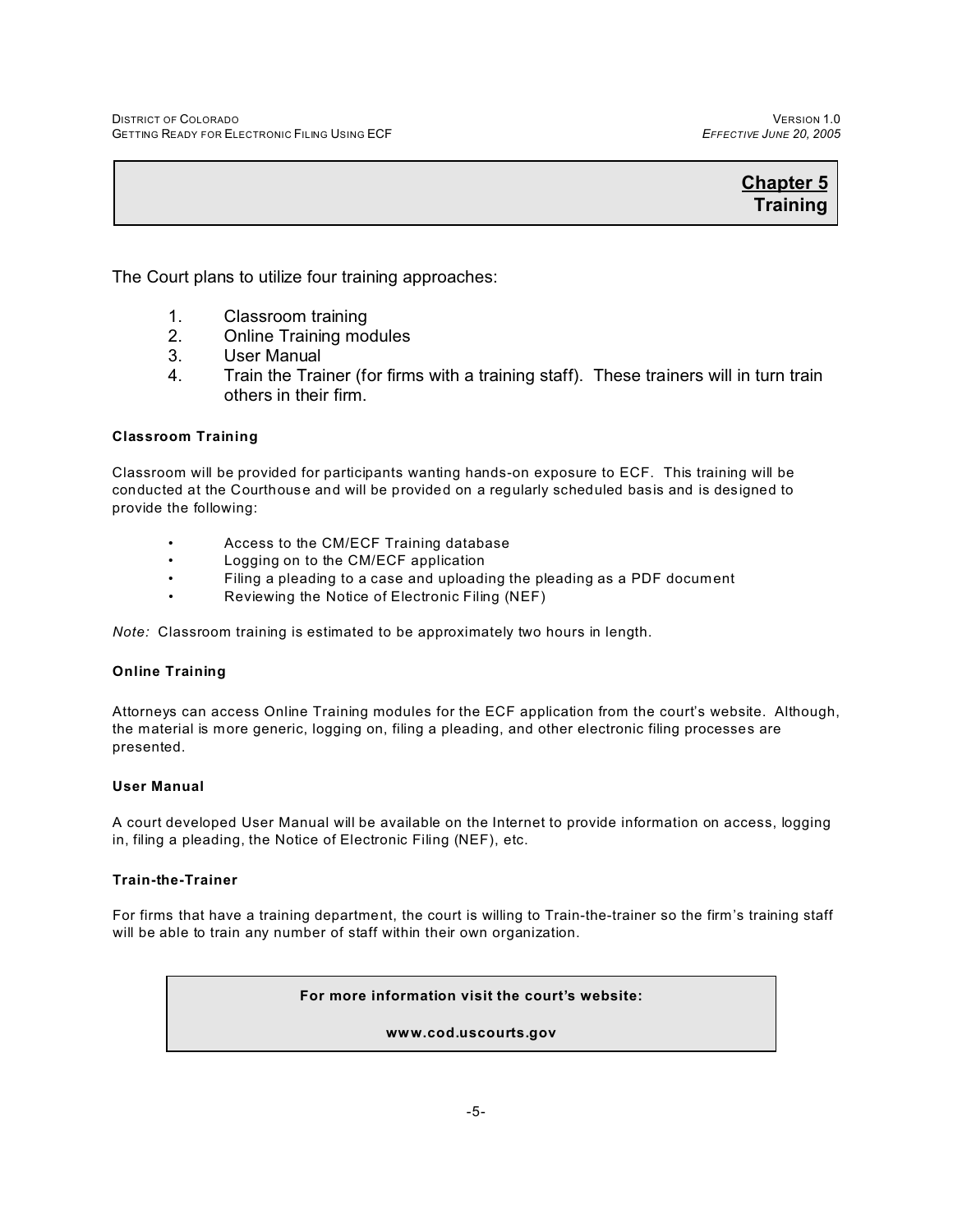# Chapter 5
# Training

The Court plans to utilize four training approaches:

1. Classroom training
2. Online Training modules
3. User Manual
4. Train the Trainer (for firms with a training staff). These trainers will in turn train others in their firm.

### Classroom Training

Classroom will be provided for participants wanting hands-on exposure to ECF. This training will be conducted at the Courthouse and will be provided on a regularly scheduled basis and is designed to provide the following:

- Access to the CM/ECF Training database
- Logging on to the CM/ECF application
- Filing a pleading to a case and uploading the pleading as a PDF document
- Reviewing the Notice of Electronic Filing (NEF)

*Note:* Classroom training is estimated to be approximately two hours in length.

### Online Training

Attorneys can access Online Training modules for the ECF application from the court's website. Although, the material is more generic, logging on, filing a pleading, and other electronic filing processes are presented.

### User Manual

A court developed User Manual will be available on the Internet to provide information on access, logging in, filing a pleading, the Notice of Electronic Filing (NEF), etc.

### Train-the-Trainer

For firms that have a training department, the court is willing to Train-the-trainer so the firm's training staff will be able to train any number of staff within their own organization.

**For more information visit the court's website:**

**www.cod.uscourts.gov**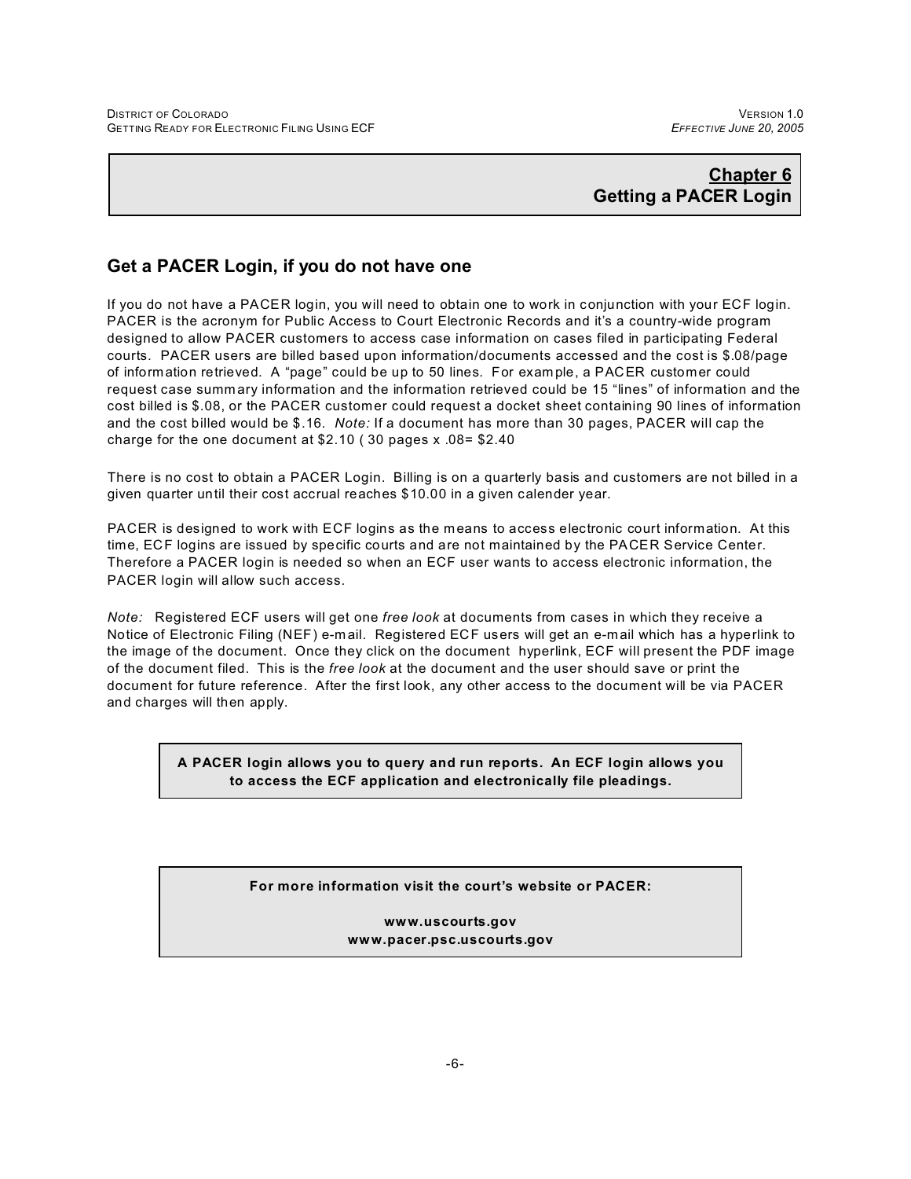# Chapter 6
# Getting a PACER Login

## Get a PACER Login, if you do not have one

If you do not have a PACER login, you will need to obtain one to work in conjunction with your ECF login. PACER is the acronym for Public Access to Court Electronic Records and it's a country-wide program designed to allow PACER customers to access case information on cases filed in participating Federal courts. PACER users are billed based upon information/documents accessed and the cost is $.08/page of information retrieved. A "page" could be up to 50 lines. For example, a PACER customer could request case summary information and the information retrieved could be 15 "lines" of information and the cost billed is $.08, or the PACER customer could request a docket sheet containing 90 lines of information and the cost billed would be $.16. *Note:* If a document has more than 30 pages, PACER will cap the charge for the one document at $2.10 ( 30 pages x .08= $2.40

There is no cost to obtain a PACER Login. Billing is on a quarterly basis and customers are not billed in a given quarter until their cost accrual reaches $10.00 in a given calender year.

PACER is designed to work with ECF logins as the means to access electronic court information. At this time, ECF logins are issued by specific courts and are not maintained by the PACER Service Center. Therefore a PACER login is needed so when an ECF user wants to access electronic information, the PACER login will allow such access.

*Note:* Registered ECF users will get one *free look* at documents from cases in which they receive a Notice of Electronic Filing (NEF) e-mail. Registered ECF users will get an e-mail which has a hyperlink to the image of the document. Once they click on the document hyperlink, ECF will present the PDF image of the document filed. This is the *free look* at the document and the user should save or print the document for future reference. After the first look, any other access to the document will be via PACER and charges will then apply.

**A PACER login allows you to query and run reports. An ECF login allows you to access the ECF application and electronically file pleadings.**

**For more information visit the court's website or PACER:**

**www.uscourts.gov**
**www.pacer.psc.uscourts.gov**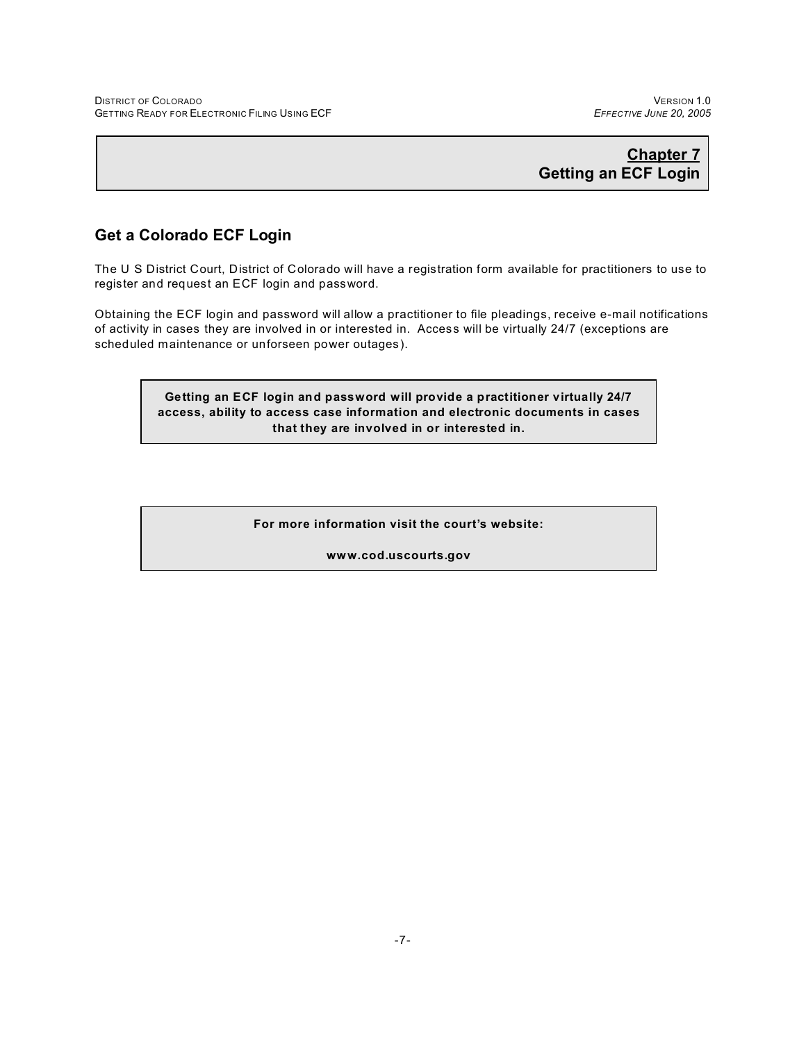# Chapter 7
# Getting an ECF Login

## Get a Colorado ECF Login

The U S District Court, District of Colorado will have a registration form available for practitioners to use to register and request an ECF login and password.

Obtaining the ECF login and password will allow a practitioner to file pleadings, receive e-mail notifications of activity in cases they are involved in or interested in. Access will be virtually 24/7 (exceptions are scheduled maintenance or unforseen power outages).

**Getting an ECF login and password will provide a practitioner virtually 24/7 access, ability to access case information and electronic documents in cases that they are involved in or interested in.**

**For more information visit the court's website:**

**www.cod.uscourts.gov**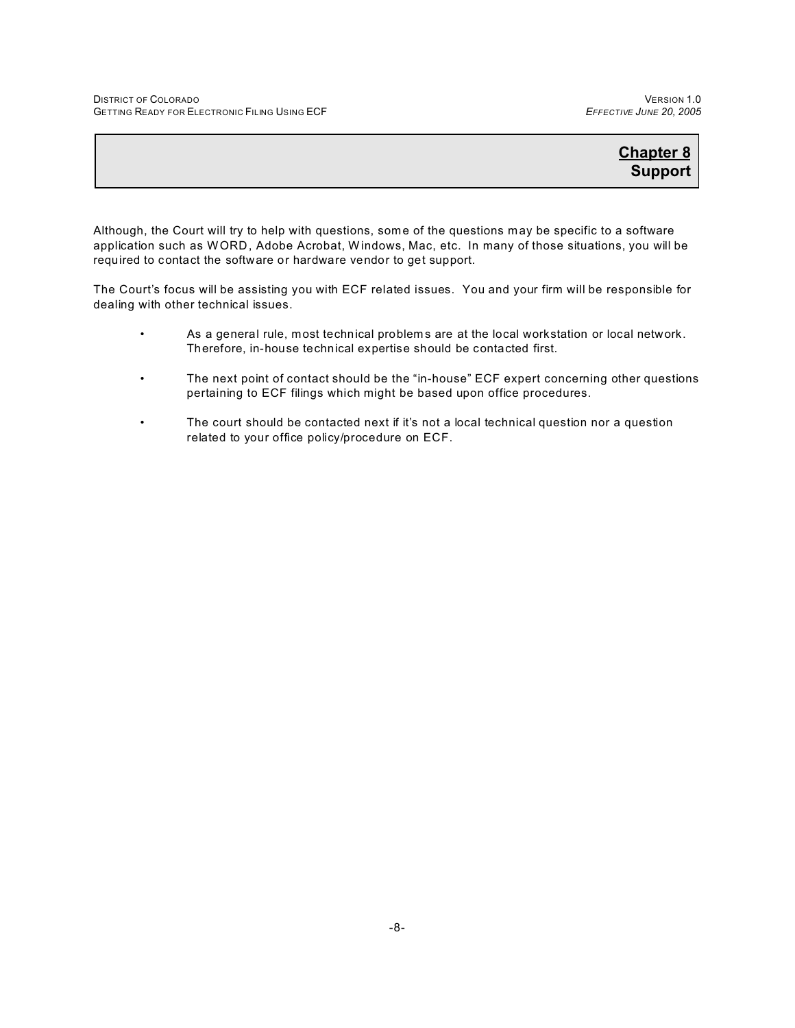# Chapter 8
## Support

Although, the Court will try to help with questions, some of the questions may be specific to a software application such as WORD, Adobe Acrobat, Windows, Mac, etc. In many of those situations, you will be required to contact the software or hardware vendor to get support.

The Court's focus will be assisting you with ECF related issues. You and your firm will be responsible for dealing with other technical issues.

- As a general rule, most technical problems are at the local workstation or local network. Therefore, in-house technical expertise should be contacted first.
- The next point of contact should be the "in-house" ECF expert concerning other questions pertaining to ECF filings which might be based upon office procedures.
- The court should be contacted next if it's not a local technical question nor a question related to your office policy/procedure on ECF.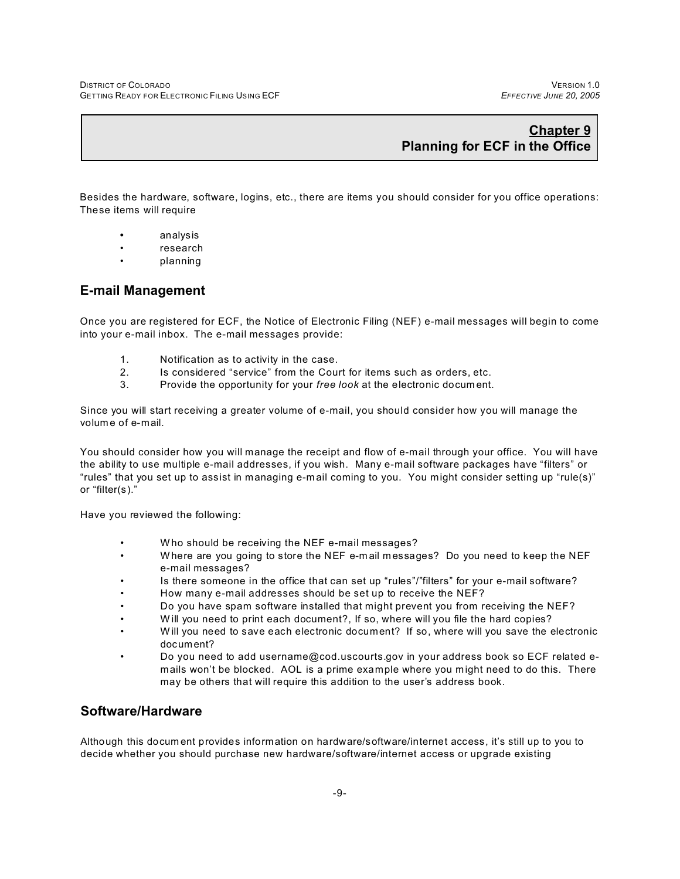## Chapter 9
## Planning for ECF in the Office

Besides the hardware, software, logins, etc., there are items you should consider for you office operations: These items will require

- analysis
- research
- planning

### E-mail Management

Once you are registered for ECF, the Notice of Electronic Filing (NEF) e-mail messages will begin to come into your e-mail inbox. The e-mail messages provide:

1. Notification as to activity in the case.
2. Is considered "service" from the Court for items such as orders, etc.
3. Provide the opportunity for your *free look* at the electronic document.

Since you will start receiving a greater volume of e-mail, you should consider how you will manage the volume of e-mail.

You should consider how you will manage the receipt and flow of e-mail through your office. You will have the ability to use multiple e-mail addresses, if you wish. Many e-mail software packages have "filters" or "rules" that you set up to assist in managing e-mail coming to you. You might consider setting up "rule(s)" or "filter(s)."

Have you reviewed the following:

- Who should be receiving the NEF e-mail messages?
- Where are you going to store the NEF e-mail messages? Do you need to keep the NEF e-mail messages?
- Is there someone in the office that can set up "rules"/"filters" for your e-mail software?
- How many e-mail addresses should be set up to receive the NEF?
- Do you have spam software installed that might prevent you from receiving the NEF?
- Will you need to print each document?, If so, where will you file the hard copies?
- Will you need to save each electronic document? If so, where will you save the electronic document?
- Do you need to add username@cod.uscourts.gov in your address book so ECF related e-mails won't be blocked. AOL is a prime example where you might need to do this. There may be others that will require this addition to the user's address book.

### Software/Hardware

Although this document provides information on hardware/software/internet access, it's still up to you to decide whether you should purchase new hardware/software/internet access or upgrade existing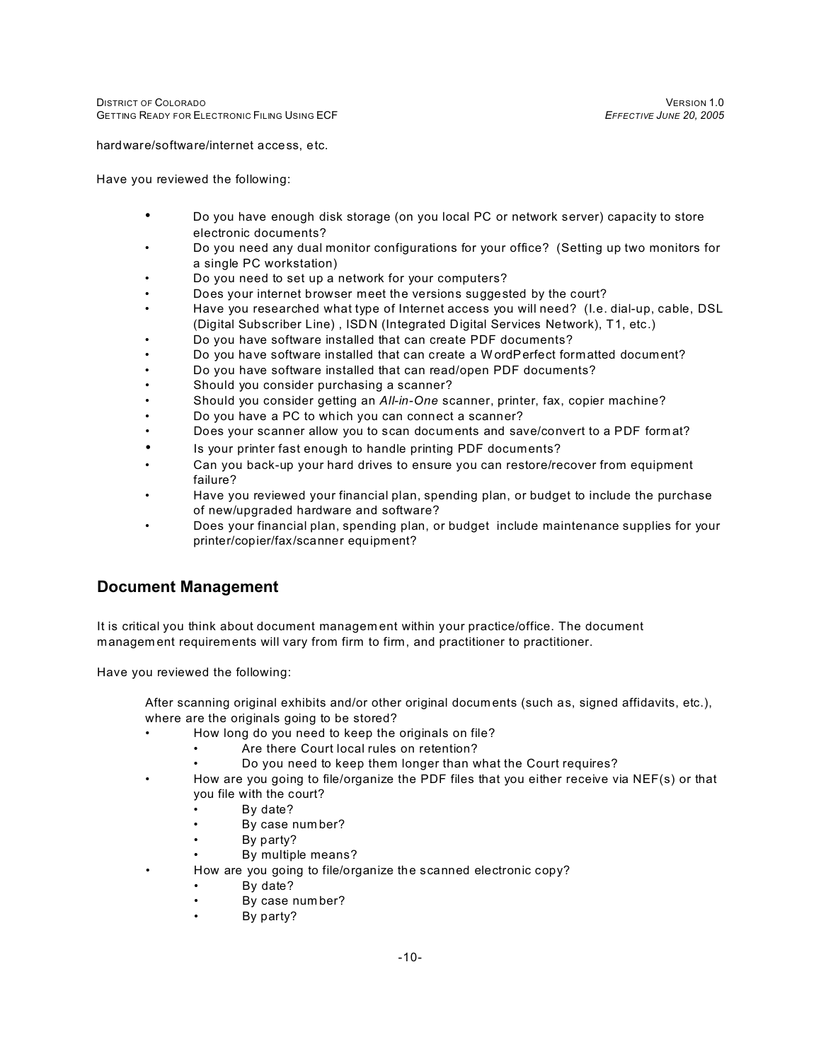hardware/software/internet access, etc.

Have you reviewed the following:

- Do you have enough disk storage (on you local PC or network server) capacity to store electronic documents?
- Do you need any dual monitor configurations for your office? (Setting up two monitors for a single PC workstation)
- Do you need to set up a network for your computers?
- Does your internet browser meet the versions suggested by the court?
- Have you researched what type of Internet access you will need? (I.e. dial-up, cable, DSL (Digital Subscriber Line) , ISDN (Integrated Digital Services Network), T1, etc.)
- Do you have software installed that can create PDF documents?
- Do you have software installed that can create a WordPerfect formatted document?
- Do you have software installed that can read/open PDF documents?
- Should you consider purchasing a scanner?
- Should you consider getting an *All-in-One* scanner, printer, fax, copier machine?
- Do you have a PC to which you can connect a scanner?
- Does your scanner allow you to scan documents and save/convert to a PDF format?
- Is your printer fast enough to handle printing PDF documents?
- Can you back-up your hard drives to ensure you can restore/recover from equipment failure?
- Have you reviewed your financial plan, spending plan, or budget to include the purchase of new/upgraded hardware and software?
- Does your financial plan, spending plan, or budget include maintenance supplies for your printer/copier/fax/scanner equipment?

## Document Management

It is critical you think about document management within your practice/office. The document management requirements will vary from firm to firm, and practitioner to practitioner.

Have you reviewed the following:

After scanning original exhibits and/or other original documents (such as, signed affidavits, etc.), where are the originals going to be stored?

- How long do you need to keep the originals on file?
  - Are there Court local rules on retention?
  - Do you need to keep them longer than what the Court requires?
- How are you going to file/organize the PDF files that you either receive via NEF(s) or that you file with the court?
  - By date?
  - By case number?
  - By party?
  - By multiple means?
- How are you going to file/organize the scanned electronic copy?
  - By date?
  - By case number?
  - By party?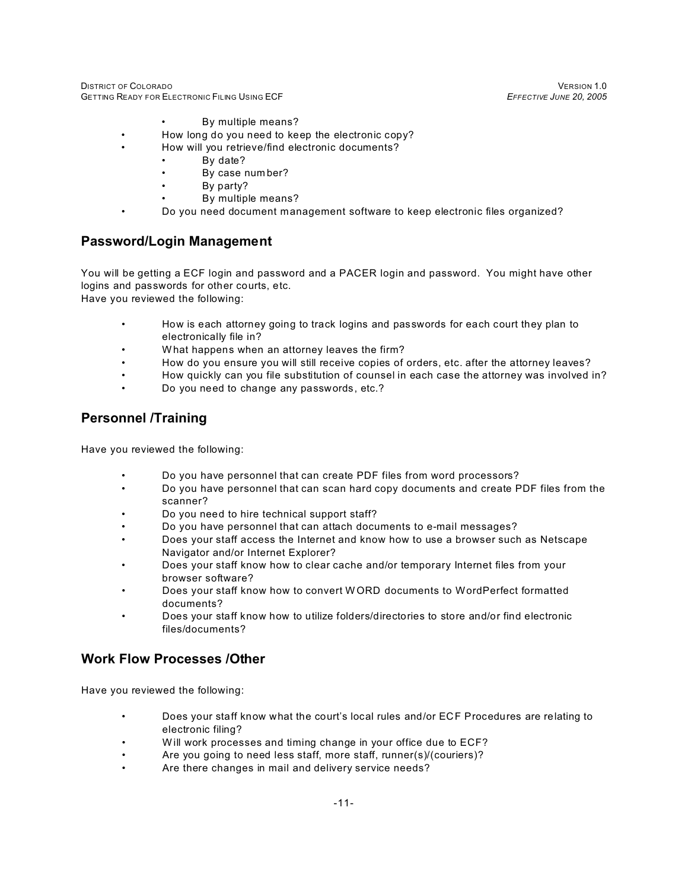- By multiple means?
- How long do you need to keep the electronic copy?
- How will you retrieve/find electronic documents?
  - By date?
  - By case number?
  - By party?
  - By multiple means?
- Do you need document management software to keep electronic files organized?

## Password/Login Management

You will be getting a ECF login and password and a PACER login and password. You might have other logins and passwords for other courts, etc.
Have you reviewed the following:

- How is each attorney going to track logins and passwords for each court they plan to electronically file in?
- What happens when an attorney leaves the firm?
- How do you ensure you will still receive copies of orders, etc. after the attorney leaves?
- How quickly can you file substitution of counsel in each case the attorney was involved in?
- Do you need to change any passwords, etc.?

## Personnel /Training

Have you reviewed the following:

- Do you have personnel that can create PDF files from word processors?
- Do you have personnel that can scan hard copy documents and create PDF files from the scanner?
- Do you need to hire technical support staff?
- Do you have personnel that can attach documents to e-mail messages?
- Does your staff access the Internet and know how to use a browser such as Netscape Navigator and/or Internet Explorer?
- Does your staff know how to clear cache and/or temporary Internet files from your browser software?
- Does your staff know how to convert WORD documents to WordPerfect formatted documents?
- Does your staff know how to utilize folders/directories to store and/or find electronic files/documents?

## Work Flow Processes /Other

Have you reviewed the following:

- Does your staff know what the court's local rules and/or ECF Procedures are relating to electronic filing?
- Will work processes and timing change in your office due to ECF?
- Are you going to need less staff, more staff, runner(s)/(couriers)?
- Are there changes in mail and delivery service needs?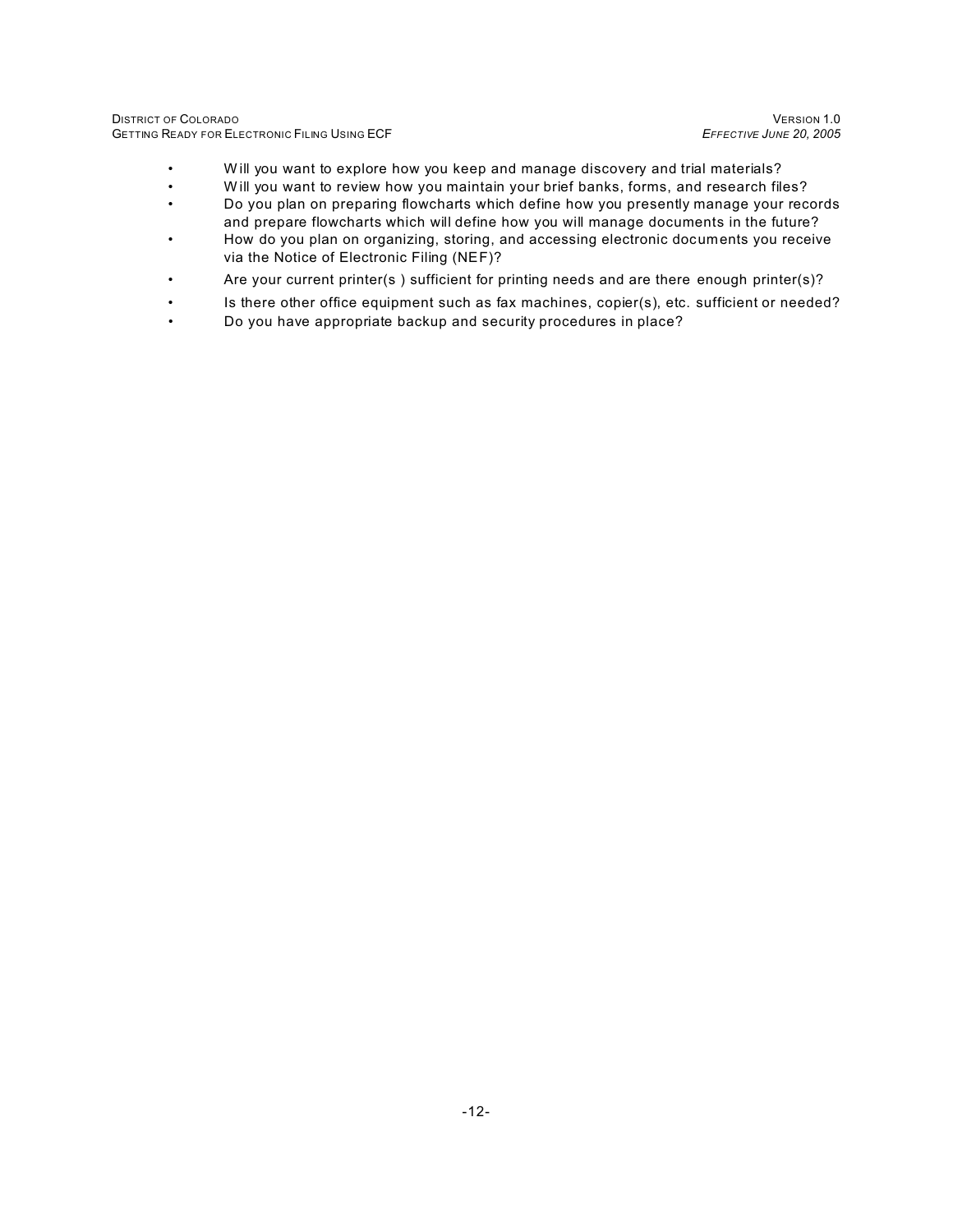- Will you want to explore how you keep and manage discovery and trial materials?
- Will you want to review how you maintain your brief banks, forms, and research files?
- Do you plan on preparing flowcharts which define how you presently manage your records and prepare flowcharts which will define how you will manage documents in the future?
- How do you plan on organizing, storing, and accessing electronic documents you receive via the Notice of Electronic Filing (NEF)?
- Are your current printer(s ) sufficient for printing needs and are there enough printer(s)?
- Is there other office equipment such as fax machines, copier(s), etc. sufficient or needed?
- Do you have appropriate backup and security procedures in place?